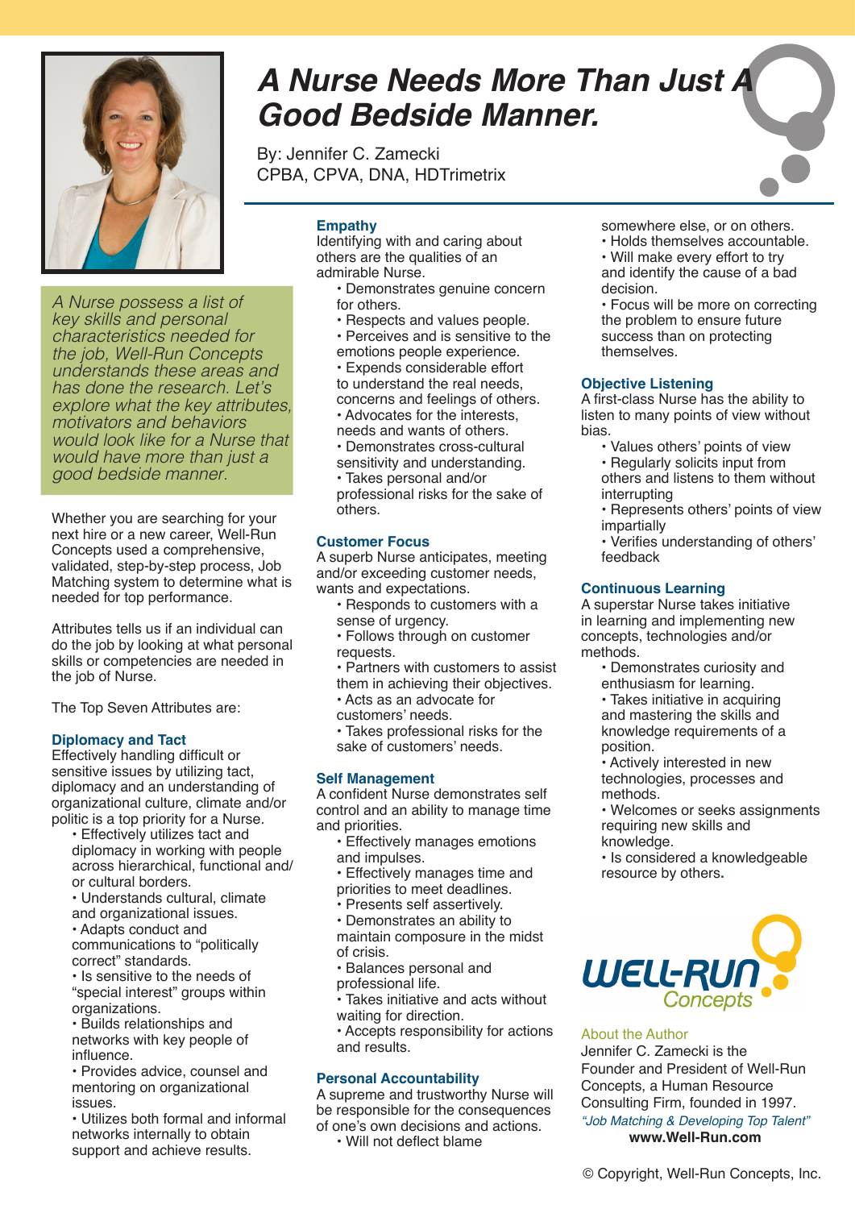# A Nurse Needs More Than Just A Good Bedside Manner.

By: Jennifer C. Zamecki
CPBA, CPVA, DNA, HDTrimetrix

*A Nurse possess a list of key skills and personal characteristics needed for the job, Well-Run Concepts understands these areas and has done the research. Let's explore what the key attributes, motivators and behaviors would look like for a Nurse that would have more than just a good bedside manner.*

Whether you are searching for your next hire or a new career, Well-Run Concepts used a comprehensive, validated, step-by-step process, Job Matching system to determine what is needed for top performance.

Attributes tells us if an individual can do the job by looking at what personal skills or competencies are needed in the job of Nurse.

The Top Seven Attributes are:

### Diplomacy and Tact

Effectively handling difficult or sensitive issues by utilizing tact, diplomacy and an understanding of organizational culture, climate and/or politic is a top priority for a Nurse.

- Effectively utilizes tact and diplomacy in working with people across hierarchical, functional and/or cultural borders.
- Understands cultural, climate and organizational issues.
- Adapts conduct and communications to "politically correct" standards.
- Is sensitive to the needs of "special interest" groups within organizations.
- Builds relationships and networks with key people of influence.
- Provides advice, counsel and mentoring on organizational issues.
- Utilizes both formal and informal networks internally to obtain support and achieve results.

### Empathy

Identifying with and caring about others are the qualities of an admirable Nurse.

- Demonstrates genuine concern for others.
- Respects and values people.
- Perceives and is sensitive to the emotions people experience.
- Expends considerable effort to understand the real needs, concerns and feelings of others.
- Advocates for the interests, needs and wants of others.
- Demonstrates cross-cultural sensitivity and understanding.
- Takes personal and/or professional risks for the sake of others.

### Customer Focus

A superb Nurse anticipates, meeting and/or exceeding customer needs, wants and expectations.

- Responds to customers with a sense of urgency.
- Follows through on customer requests.
- Partners with customers to assist them in achieving their objectives.
- Acts as an advocate for customers' needs.
- Takes professional risks for the sake of customers' needs.

### Self Management

A confident Nurse demonstrates self control and an ability to manage time and priorities.

- Effectively manages emotions and impulses.
- Effectively manages time and priorities to meet deadlines.
- Presents self assertively.
- Demonstrates an ability to maintain composure in the midst of crisis.
- Balances personal and professional life.
- Takes initiative and acts without waiting for direction.
- Accepts responsibility for actions and results.

### Personal Accountability

A supreme and trustworthy Nurse will be responsible for the consequences of one's own decisions and actions.

- Will not deflect blame somewhere else, or on others.
- Holds themselves accountable.
- Will make every effort to try and identify the cause of a bad decision.
- Focus will be more on correcting the problem to ensure future success than on protecting themselves.

### Objective Listening

A first-class Nurse has the ability to listen to many points of view without bias.

- Values others' points of view
- Regularly solicits input from others and listens to them without interrupting
- Represents others' points of view impartially
- Verifies understanding of others' feedback

### Continuous Learning

A superstar Nurse takes initiative in learning and implementing new concepts, technologies and/or methods.

- Demonstrates curiosity and enthusiasm for learning.
- Takes initiative in acquiring and mastering the skills and knowledge requirements of a position.
- Actively interested in new technologies, processes and methods.
- Welcomes or seeks assignments requiring new skills and knowledge.
- Is considered a knowledgeable resource by others.

WELL-RUN Concepts

About the Author

Jennifer C. Zamecki is the Founder and President of Well-Run Concepts, a Human Resource Consulting Firm, founded in 1997.

*"Job Matching & Developing Top Talent"*

**www.Well-Run.com**

© Copyright, Well-Run Concepts, Inc.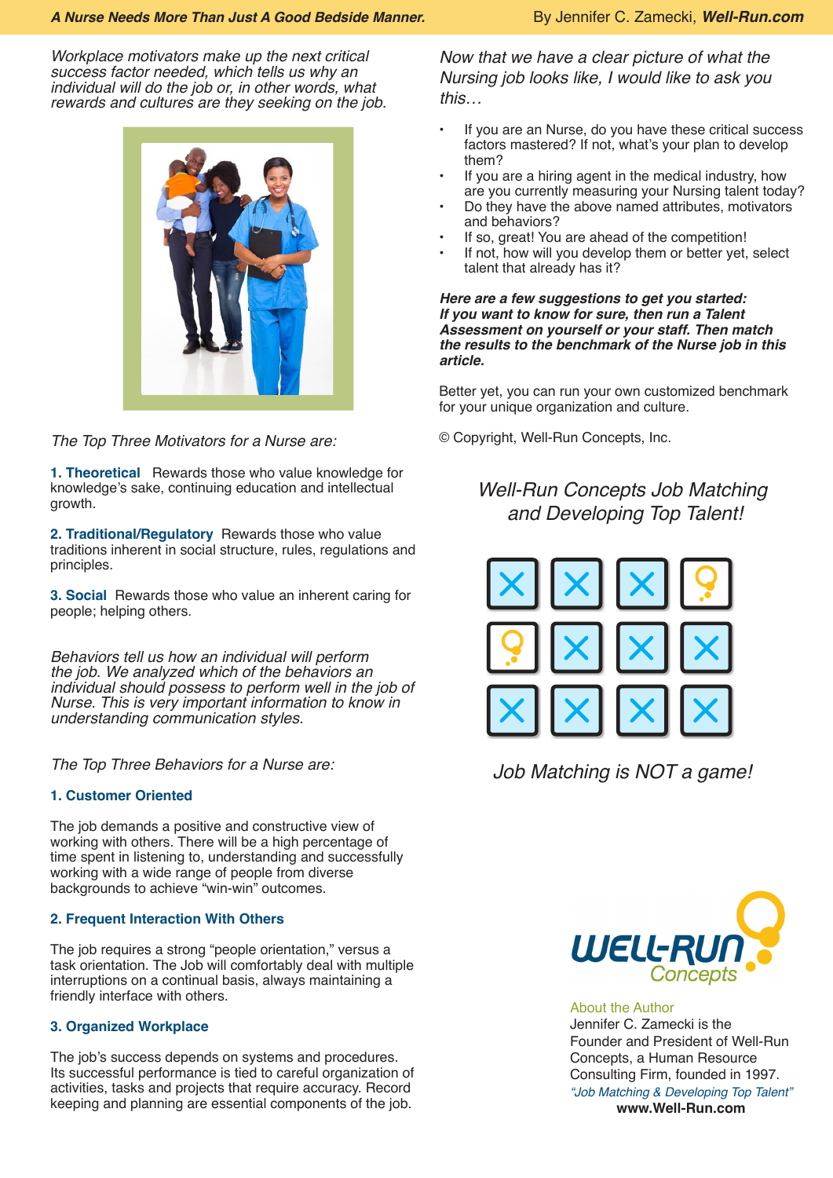*Workplace motivators make up the next critical success factor needed, which tells us why an individual will do the job or, in other words, what rewards and cultures are they seeking on the job.*

*The Top Three Motivators for a Nurse are:*

**1. Theoretical** Rewards those who value knowledge for knowledge's sake, continuing education and intellectual growth.

**2. Traditional/Regulatory** Rewards those who value traditions inherent in social structure, rules, regulations and principles.

**3. Social** Rewards those who value an inherent caring for people; helping others.

*Behaviors tell us how an individual will perform the job. We analyzed which of the behaviors an individual should possess to perform well in the job of Nurse. This is very important information to know in understanding communication styles.*

*The Top Three Behaviors for a Nurse are:*

### 1. Customer Oriented

The job demands a positive and constructive view of working with others. There will be a high percentage of time spent in listening to, understanding and successfully working with a wide range of people from diverse backgrounds to achieve "win-win" outcomes.

### 2. Frequent Interaction With Others

The job requires a strong "people orientation," versus a task orientation. The Job will comfortably deal with multiple interruptions on a continual basis, always maintaining a friendly interface with others.

### 3. Organized Workplace

The job's success depends on systems and procedures. Its successful performance is tied to careful organization of activities, tasks and projects that require accuracy. Record keeping and planning are essential components of the job.

*Now that we have a clear picture of what the Nursing job looks like, I would like to ask you this…*

- If you are an Nurse, do you have these critical success factors mastered? If not, what's your plan to develop them?
- If you are a hiring agent in the medical industry, how are you currently measuring your Nursing talent today?
- Do they have the above named attributes, motivators and behaviors?
- If so, great! You are ahead of the competition!
- If not, how will you develop them or better yet, select talent that already has it?

***Here are a few suggestions to get you started: If you want to know for sure, then run a Talent Assessment on yourself or your staff. Then match the results to the benchmark of the Nurse job in this article.***

Better yet, you can run your own customized benchmark for your unique organization and culture.

© Copyright, Well-Run Concepts, Inc.

*Well-Run Concepts Job Matching and Developing Top Talent!*

*Job Matching is NOT a game!*

WELL-RUN Concepts

About the Author

Jennifer C. Zamecki is the Founder and President of Well-Run Concepts, a Human Resource Consulting Firm, founded in 1997.

*"Job Matching & Developing Top Talent"*

**www.Well-Run.com**